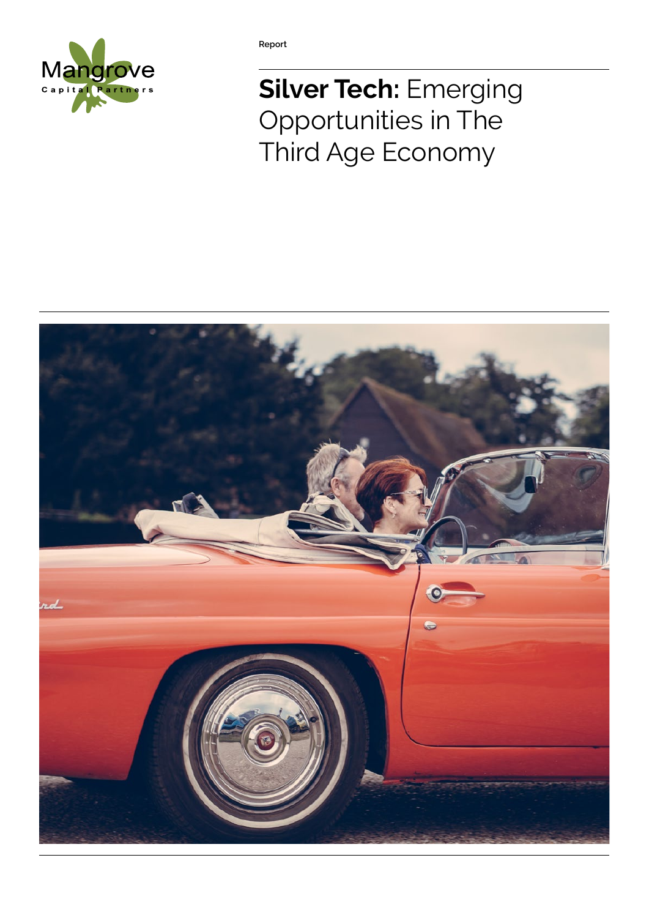Mangrove Capital Partners

Report

# **Silver Tech:** Emerging Opportunities in The Third Age Economy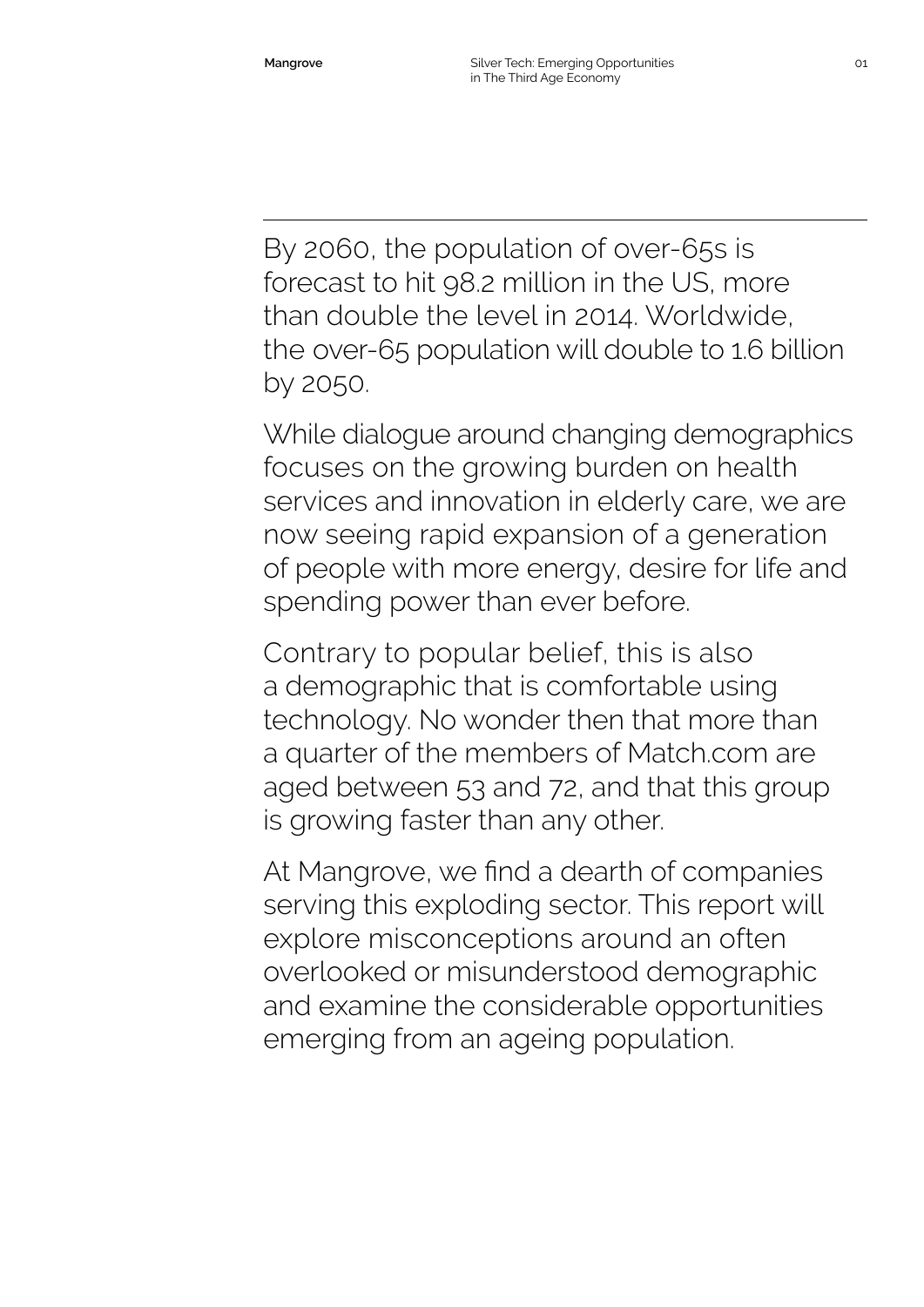By 2060, the population of over-65s is forecast to hit 98.2 million in the US, more than double the level in 2014. Worldwide, the over-65 population will double to 1.6 billion by 2050.

While dialogue around changing demographics focuses on the growing burden on health services and innovation in elderly care, we are now seeing rapid expansion of a generation of people with more energy, desire for life and spending power than ever before.

Contrary to popular belief, this is also a demographic that is comfortable using technology. No wonder then that more than a quarter of the members of Match.com are aged between 53 and 72, and that this group is growing faster than any other.

At Mangrove, we find a dearth of companies serving this exploding sector. This report will explore misconceptions around an often overlooked or misunderstood demographic and examine the considerable opportunities emerging from an ageing population.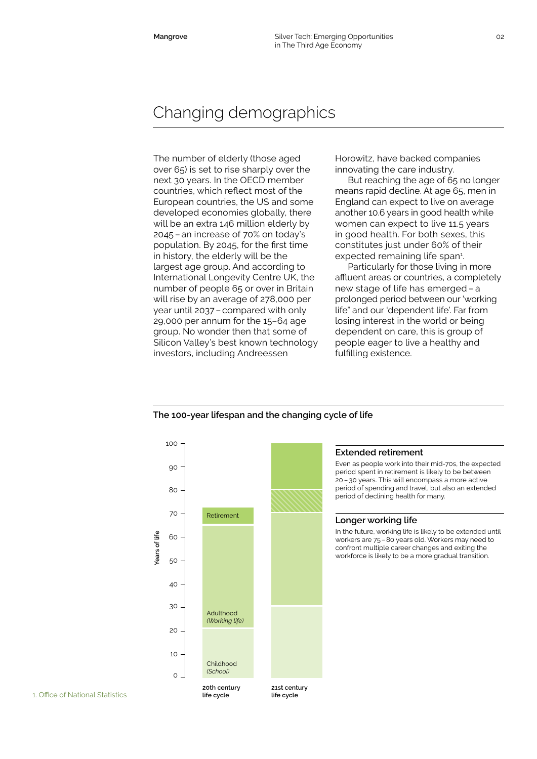# Changing demographics

The number of elderly (those aged over 65) is set to rise sharply over the next 30 years. In the OECD member countries, which reflect most of the European countries, the US and some developed economies globally, there will be an extra 146 million elderly by 2045 – an increase of 70% on today's population. By 2045, for the first time in history, the elderly will be the largest age group. And according to International Longevity Centre UK, the number of people 65 or over in Britain will rise by an average of 278,000 per year until 2037 – compared with only 29,000 per annum for the 15–64 age group. No wonder then that some of Silicon Valley's best known technology investors, including Andreessen Horowitz, have backed companies innovating the care industry.

But reaching the age of 65 no longer means rapid decline. At age 65, men in England can expect to live on average another 10.6 years in good health while women can expect to live 11.5 years in good health. For both sexes, this constitutes just under 60% of their expected remaining life span[1].

Particularly for those living in more affluent areas or countries, a completely new stage of life has emerged – a prolonged period between our 'working life" and our 'dependent life'. Far from losing interest in the world or being dependent on care, this is group of people eager to live a healthy and fulfilling existence.

## The 100-year lifespan and the changing cycle of life

Years of life: 0, 10, 20, 30, 40, 50, 60, 70, 80, 90, 100

Retirement

Adulthood *(Working life)*

Childhood *(School)*

20th century life cycle

21st century life cycle

### Extended retirement

Even as people work into their mid-70s, the expected period spent in retirement is likely to be between 20 – 30 years. This will encompass a more active period of spending and travel, but also an extended period of declining health for many.

### Longer working life

In the future, working life is likely to be extended until workers are 75 – 80 years old. Workers may need to confront multiple career changes and exiting the workforce is likely to be a more gradual transition.

1. Office of National Statistics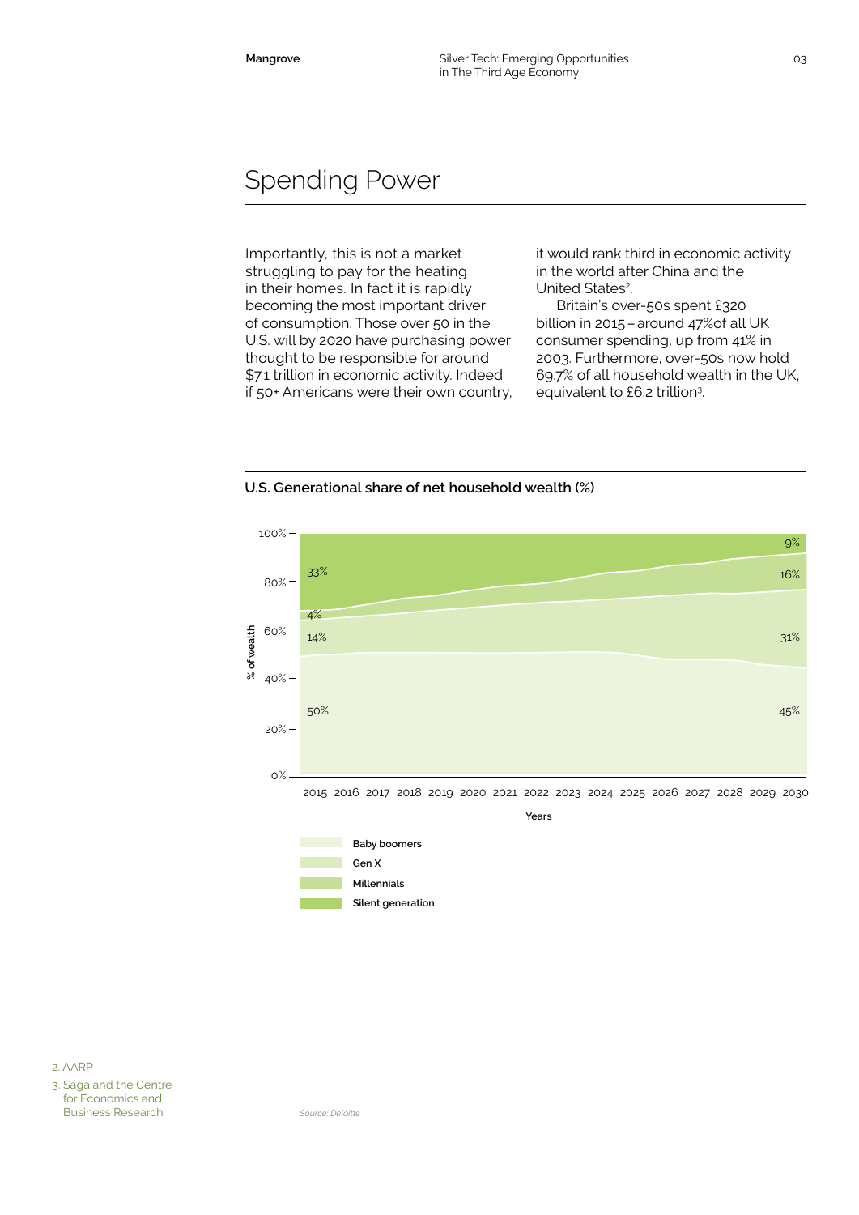# Spending Power

Importantly, this is not a market struggling to pay for the heating in their homes. In fact it is rapidly becoming the most important driver of consumption. Those over 50 in the U.S. will by 2020 have purchasing power thought to be responsible for around $7.1 trillion in economic activity. Indeed if 50+ Americans were their own country, it would rank third in economic activity in the world after China and the United States[2].

Britain's over-50s spent £320 billion in 2015 – around 47%of all UK consumer spending, up from 41% in 2003. Furthermore, over-50s now hold 69.7% of all household wealth in the UK, equivalent to £6.2 trillion[3].

**U.S. Generational share of net household wealth (%)**

| Generation | 2015 | 2030 |
|---|---|---|
| Baby boomers | 50% | 45% |
| Gen X | 14% | 31% |
| Millennials | 4% | 16% |
| Silent generation | 33% | 9% |

*Source: Deloitte*

2. AARP
3. Saga and the Centre for Economics and Business Research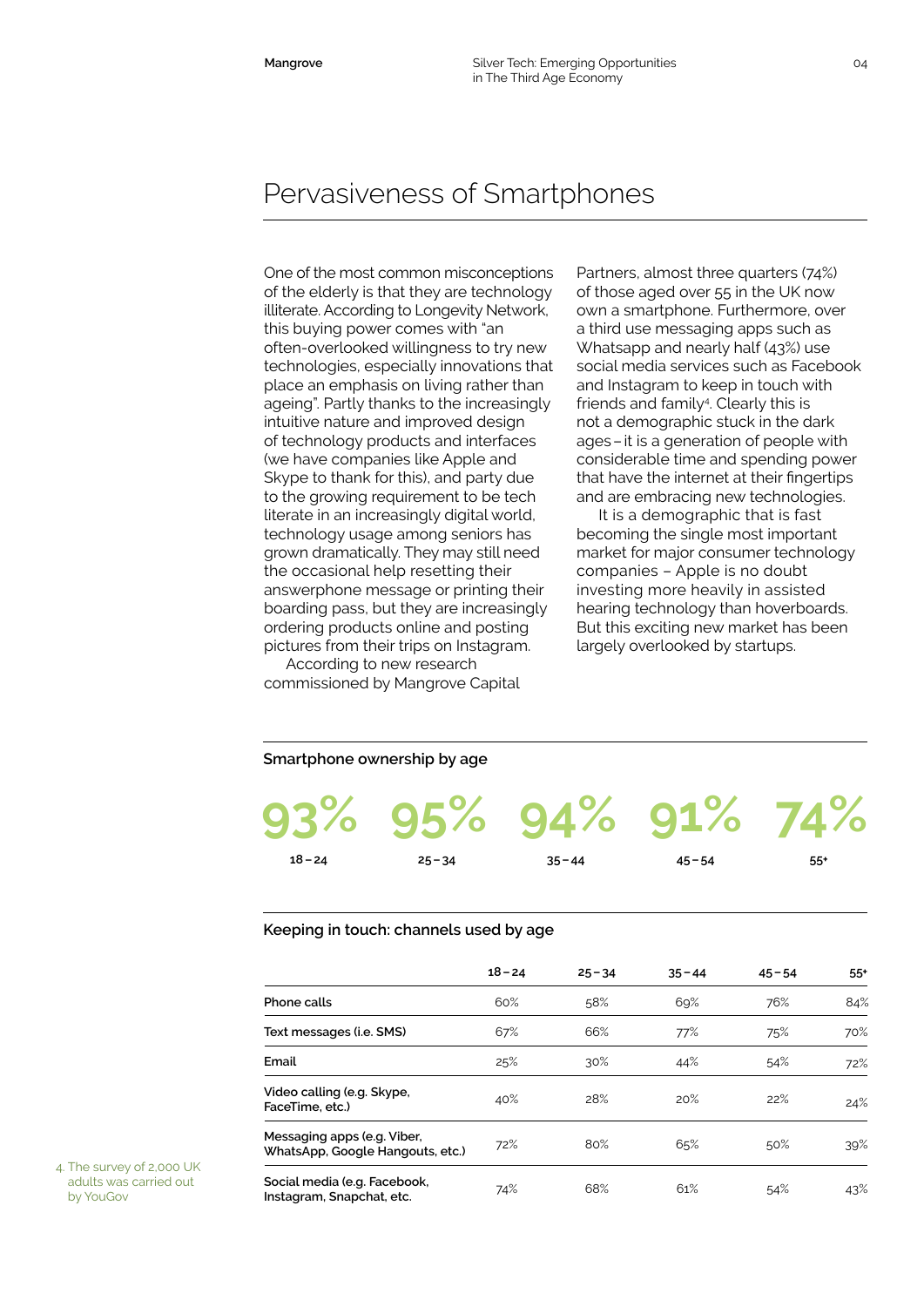# Pervasiveness of Smartphones

One of the most common misconceptions of the elderly is that they are technology illiterate. According to Longevity Network, this buying power comes with "an often-overlooked willingness to try new technologies, especially innovations that place an emphasis on living rather than ageing". Partly thanks to the increasingly intuitive nature and improved design of technology products and interfaces (we have companies like Apple and Skype to thank for this), and party due to the growing requirement to be tech literate in an increasingly digital world, technology usage among seniors has grown dramatically. They may still need the occasional help resetting their answerphone message or printing their boarding pass, but they are increasingly ordering products online and posting pictures from their trips on Instagram.

According to new research commissioned by Mangrove Capital Partners, almost three quarters (74%) of those aged over 55 in the UK now own a smartphone. Furthermore, over a third use messaging apps such as Whatsapp and nearly half (43%) use social media services such as Facebook and Instagram to keep in touch with friends and family[4]. Clearly this is not a demographic stuck in the dark ages – it is a generation of people with considerable time and spending power that have the internet at their fingertips and are embracing new technologies.

It is a demographic that is fast becoming the single most important market for major consumer technology companies – Apple is no doubt investing more heavily in assisted hearing technology than hoverboards. But this exciting new market has been largely overlooked by startups.

### Smartphone ownership by age

| 18 – 24 | 25 – 34 | 35 – 44 | 45 – 54 | 55+ |
|---|---|---|---|---|
| 93% | 95% | 94% | 91% | 74% |

### Keeping in touch: channels used by age

| | 18 – 24 | 25 – 34 | 35 – 44 | 45 – 54 | 55+ |
|---|---|---|---|---|---|
| Phone calls | 60% | 58% | 69% | 76% | 84% |
| Text messages (i.e. SMS) | 67% | 66% | 77% | 75% | 70% |
| Email | 25% | 30% | 44% | 54% | 72% |
| Video calling (e.g. Skype, FaceTime, etc.) | 40% | 28% | 20% | 22% | 24% |
| Messaging apps (e.g. Viber, WhatsApp, Google Hangouts, etc.) | 72% | 80% | 65% | 50% | 39% |
| Social media (e.g. Facebook, Instagram, Snapchat, etc. | 74% | 68% | 61% | 54% | 43% |

4. The survey of 2,000 UK adults was carried out by YouGov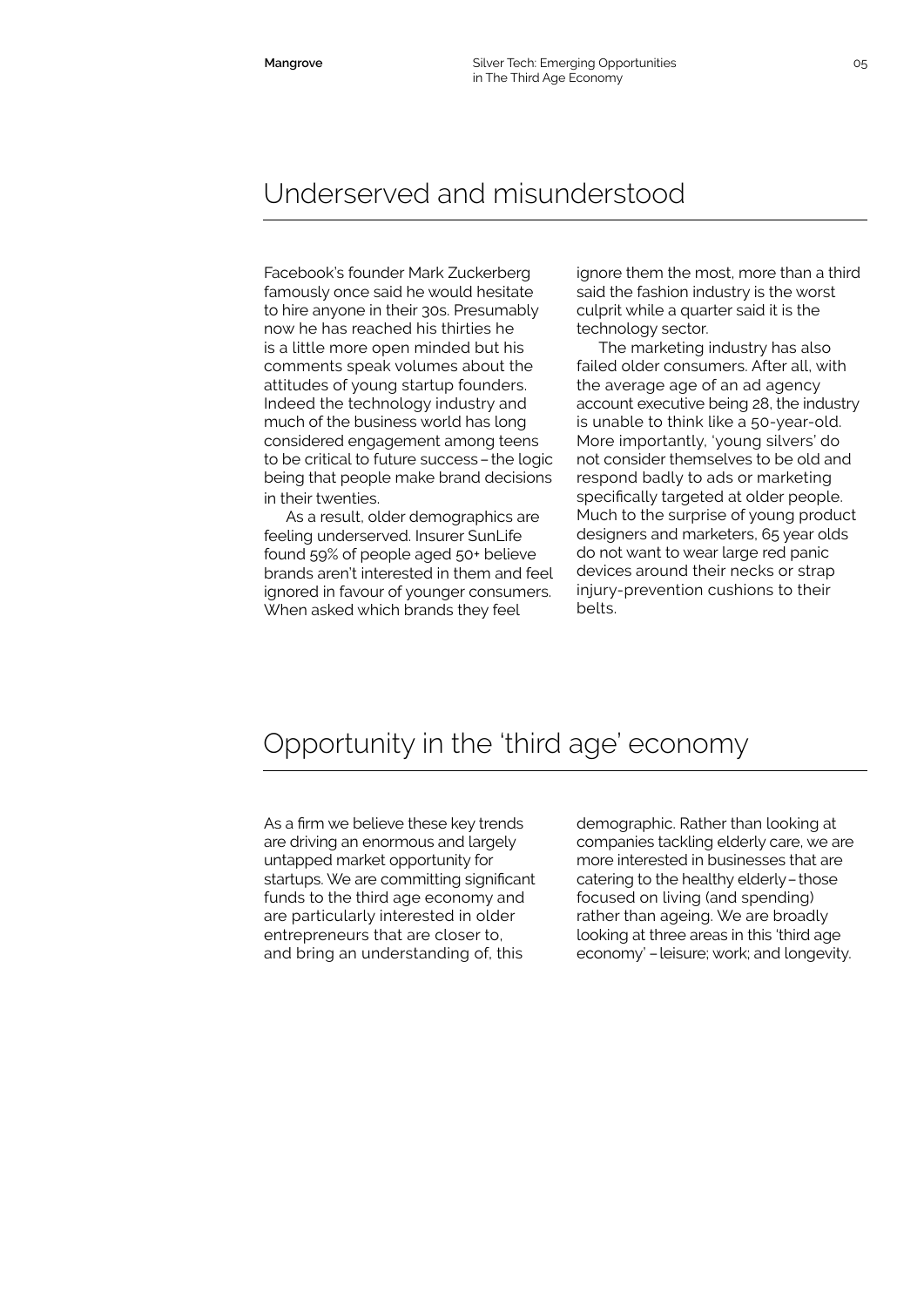## Underserved and misunderstood

Facebook's founder Mark Zuckerberg famously once said he would hesitate to hire anyone in their 30s. Presumably now he has reached his thirties he is a little more open minded but his comments speak volumes about the attitudes of young startup founders. Indeed the technology industry and much of the business world has long considered engagement among teens to be critical to future success – the logic being that people make brand decisions in their twenties.

As a result, older demographics are feeling underserved. Insurer SunLife found 59% of people aged 50+ believe brands aren't interested in them and feel ignored in favour of younger consumers. When asked which brands they feel ignore them the most, more than a third said the fashion industry is the worst culprit while a quarter said it is the technology sector.

The marketing industry has also failed older consumers. After all, with the average age of an ad agency account executive being 28, the industry is unable to think like a 50-year-old. More importantly, 'young silvers' do not consider themselves to be old and respond badly to ads or marketing specifically targeted at older people. Much to the surprise of young product designers and marketers, 65 year olds do not want to wear large red panic devices around their necks or strap injury-prevention cushions to their belts.

## Opportunity in the 'third age' economy

As a firm we believe these key trends are driving an enormous and largely untapped market opportunity for startups. We are committing significant funds to the third age economy and are particularly interested in older entrepreneurs that are closer to, and bring an understanding of, this demographic. Rather than looking at companies tackling elderly care, we are more interested in businesses that are catering to the healthy elderly – those focused on living (and spending) rather than ageing. We are broadly looking at three areas in this 'third age economy' – leisure; work; and longevity.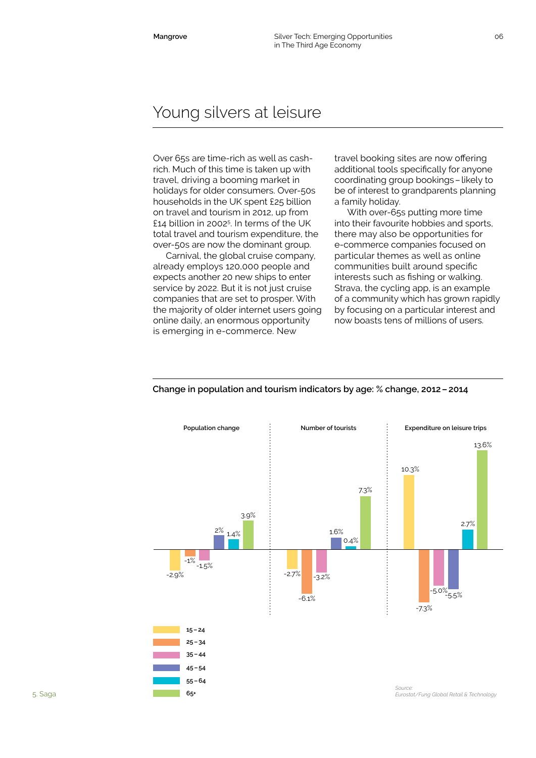# Young silvers at leisure

Over 65s are time-rich as well as cash-rich. Much of this time is taken up with travel, driving a booming market in holidays for older consumers. Over-50s households in the UK spent £25 billion on travel and tourism in 2012, up from £14 billion in 2002[5]. In terms of the UK total travel and tourism expenditure, the over-50s are now the dominant group.

Carnival, the global cruise company, already employs 120,000 people and expects another 20 new ships to enter service by 2022. But it is not just cruise companies that are set to prosper. With the majority of older internet users going online daily, an enormous opportunity is emerging in e-commerce. New travel booking sites are now offering additional tools specifically for anyone coordinating group bookings – likely to be of interest to grandparents planning a family holiday.

With over-65s putting more time into their favourite hobbies and sports, there may also be opportunities for e-commerce companies focused on particular themes as well as online communities built around specific interests such as fishing or walking. Strava, the cycling app, is an example of a community which has grown rapidly by focusing on a particular interest and now boasts tens of millions of users.

**Change in population and tourism indicators by age: % change, 2012 – 2014**

| Age | Population change | Number of tourists | Expenditure on leisure trips |
|---|---|---|---|
| 15 – 24 | -2.9% | -2.7% | 10.3% |
| 25 – 34 | -1% | -6.1% | -7.3% |
| 35 – 44 | -1.5% | -3.2% | -5.0% |
| 45 – 54 | 2% | 1.6% | -5.5% |
| 55 – 64 | 1.4% | 0.4% | 2.7% |
| 65+ | 3.9% | 7.3% | 13.6% |

*Source: Eurostat/Fung Global Retail & Technology*

5. Saga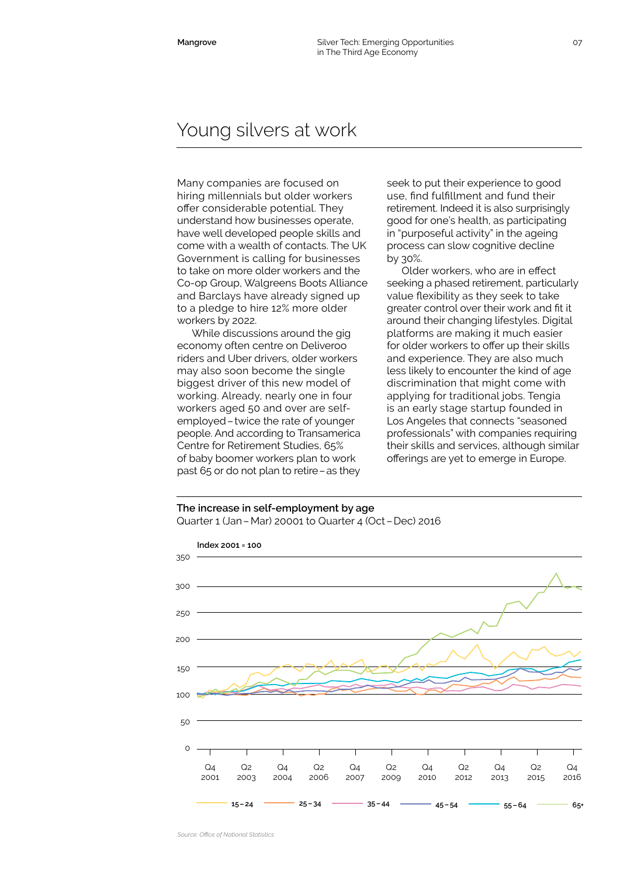# Young silvers at work

Many companies are focused on hiring millennials but older workers offer considerable potential. They understand how businesses operate, have well developed people skills and come with a wealth of contacts. The UK Government is calling for businesses to take on more older workers and the Co-op Group, Walgreens Boots Alliance and Barclays have already signed up to a pledge to hire 12% more older workers by 2022.

While discussions around the gig economy often centre on Deliveroo riders and Uber drivers, older workers may also soon become the single biggest driver of this new model of working. Already, nearly one in four workers aged 50 and over are self-employed – twice the rate of younger people. And according to Transamerica Centre for Retirement Studies, 65% of baby boomer workers plan to work past 65 or do not plan to retire – as they seek to put their experience to good use, find fulfillment and fund their retirement. Indeed it is also surprisingly good for one's health, as participating in "purposeful activity" in the ageing process can slow cognitive decline by 30%.

Older workers, who are in effect seeking a phased retirement, particularly value flexibility as they seek to take greater control over their work and fit it around their changing lifestyles. Digital platforms are making it much easier for older workers to offer up their skills and experience. They are also much less likely to encounter the kind of age discrimination that might come with applying for traditional jobs. Tengia is an early stage startup founded in Los Angeles that connects "seasoned professionals" with companies requiring their skills and services, although similar offerings are yet to emerge in Europe.

**The increase in self-employment by age**

Quarter 1 (Jan – Mar) 20001 to Quarter 4 (Oct – Dec) 2016

Index 2001 = 100

Legend: 15 – 24, 25 – 34, 35 – 44, 45 – 54, 55 – 64, 65+

*Source: Office of National Statistics*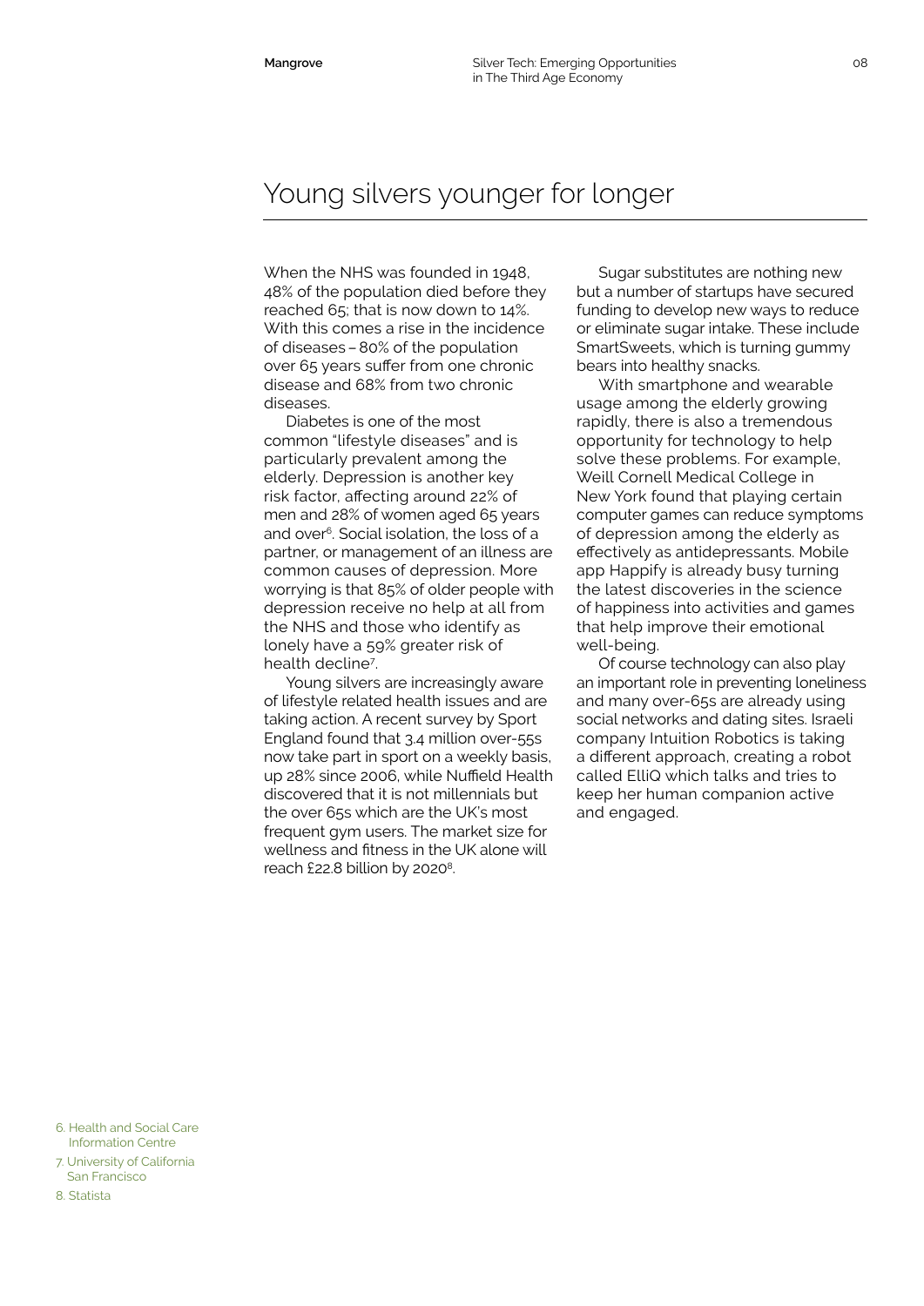## Young silvers younger for longer

When the NHS was founded in 1948, 48% of the population died before they reached 65; that is now down to 14%. With this comes a rise in the incidence of diseases – 80% of the population over 65 years suffer from one chronic disease and 68% from two chronic diseases.

Diabetes is one of the most common "lifestyle diseases" and is particularly prevalent among the elderly. Depression is another key risk factor, affecting around 22% of men and 28% of women aged 65 years and over[6]. Social isolation, the loss of a partner, or management of an illness are common causes of depression. More worrying is that 85% of older people with depression receive no help at all from the NHS and those who identify as lonely have a 59% greater risk of health decline[7].

Young silvers are increasingly aware of lifestyle related health issues and are taking action. A recent survey by Sport England found that 3.4 million over-55s now take part in sport on a weekly basis, up 28% since 2006, while Nuffield Health discovered that it is not millennials but the over 65s which are the UK's most frequent gym users. The market size for wellness and fitness in the UK alone will reach £22.8 billion by 2020[8].

Sugar substitutes are nothing new but a number of startups have secured funding to develop new ways to reduce or eliminate sugar intake. These include SmartSweets, which is turning gummy bears into healthy snacks.

With smartphone and wearable usage among the elderly growing rapidly, there is also a tremendous opportunity for technology to help solve these problems. For example, Weill Cornell Medical College in New York found that playing certain computer games can reduce symptoms of depression among the elderly as effectively as antidepressants. Mobile app Happify is already busy turning the latest discoveries in the science of happiness into activities and games that help improve their emotional well-being.

Of course technology can also play an important role in preventing loneliness and many over-65s are already using social networks and dating sites. Israeli company Intuition Robotics is taking a different approach, creating a robot called ElliQ which talks and tries to keep her human companion active and engaged.

6. Health and Social Care Information Centre
7. University of California San Francisco
8. Statista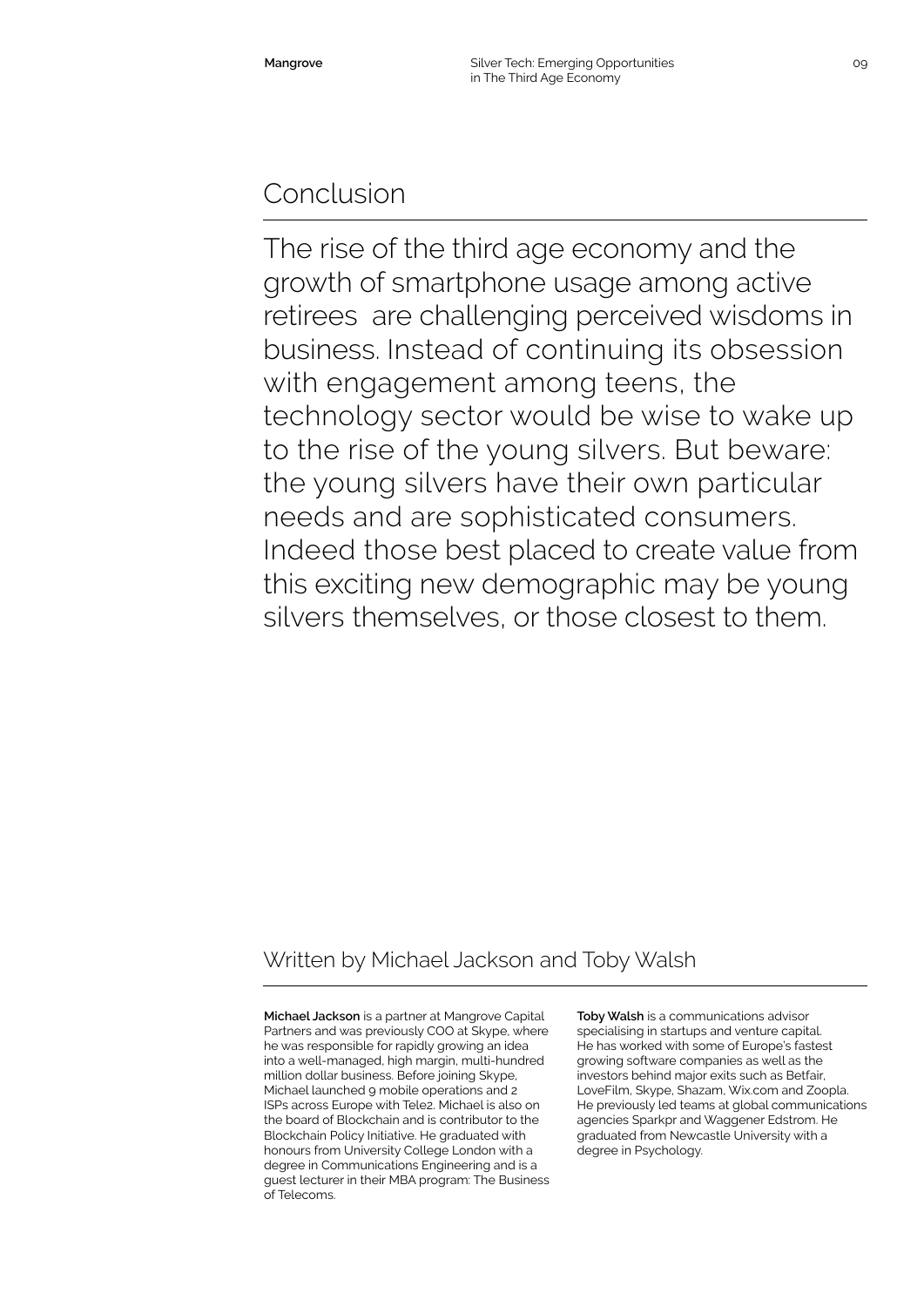## Conclusion

The rise of the third age economy and the growth of smartphone usage among active retirees  are challenging perceived wisdoms in business. Instead of continuing its obsession with engagement among teens, the technology sector would be wise to wake up to the rise of the young silvers. But beware: the young silvers have their own particular needs and are sophisticated consumers. Indeed those best placed to create value from this exciting new demographic may be young silvers themselves, or those closest to them.

## Written by Michael Jackson and Toby Walsh

**Michael Jackson** is a partner at Mangrove Capital Partners and was previously COO at Skype, where he was responsible for rapidly growing an idea into a well-managed, high margin, multi-hundred million dollar business. Before joining Skype, Michael launched 9 mobile operations and 2 ISPs across Europe with Tele2. Michael is also on the board of Blockchain and is contributor to the Blockchain Policy Initiative. He graduated with honours from University College London with a degree in Communications Engineering and is a guest lecturer in their MBA program: The Business of Telecoms.

**Toby Walsh** is a communications advisor specialising in startups and venture capital. He has worked with some of Europe's fastest growing software companies as well as the investors behind major exits such as Betfair, LoveFilm, Skype, Shazam, Wix.com and Zoopla. He previously led teams at global communications agencies Sparkpr and Waggener Edstrom. He graduated from Newcastle University with a degree in Psychology.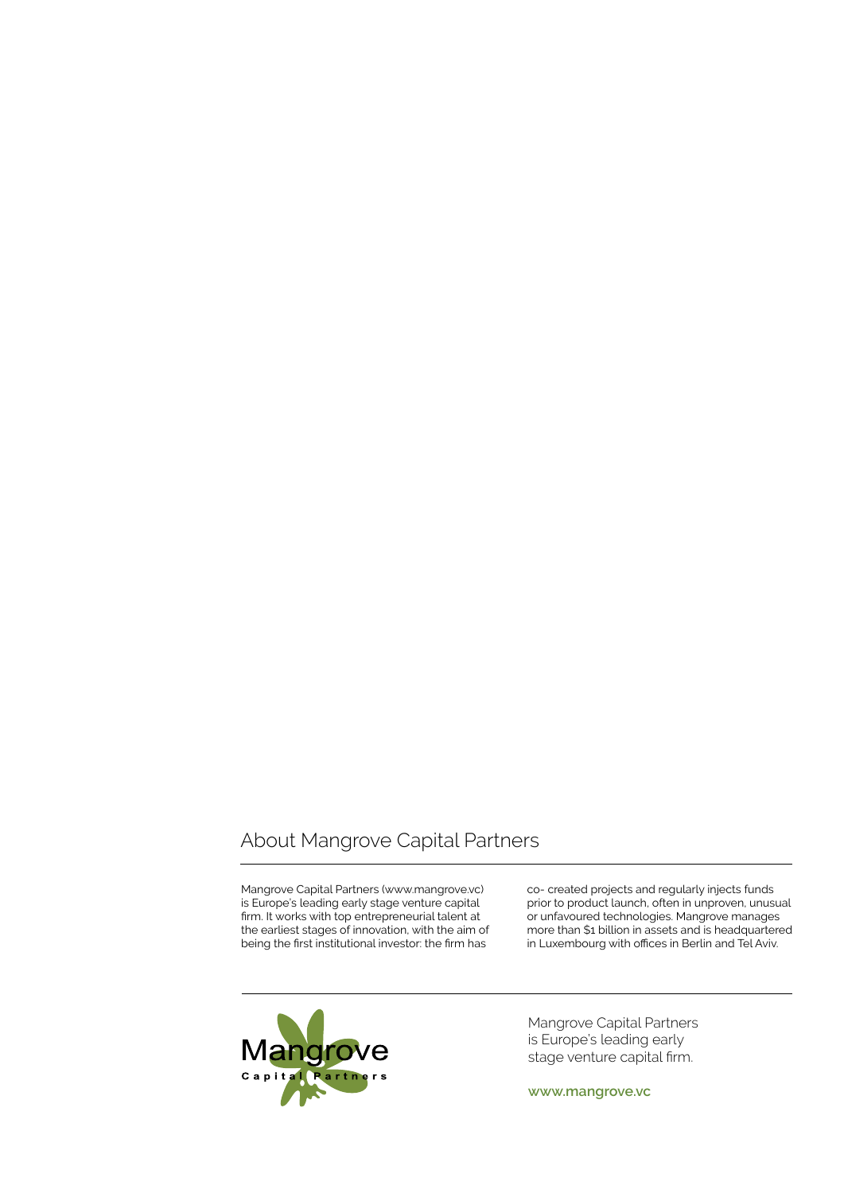## About Mangrove Capital Partners

Mangrove Capital Partners (www.mangrove.vc) is Europe's leading early stage venture capital firm. It works with top entrepreneurial talent at the earliest stages of innovation, with the aim of being the first institutional investor: the firm has co- created projects and regularly injects funds prior to product launch, often in unproven, unusual or unfavoured technologies. Mangrove manages more than $1 billion in assets and is headquartered in Luxembourg with offices in Berlin and Tel Aviv.

Mangrove
Capital Partners

Mangrove Capital Partners is Europe's leading early stage venture capital firm.

**www.mangrove.vc**